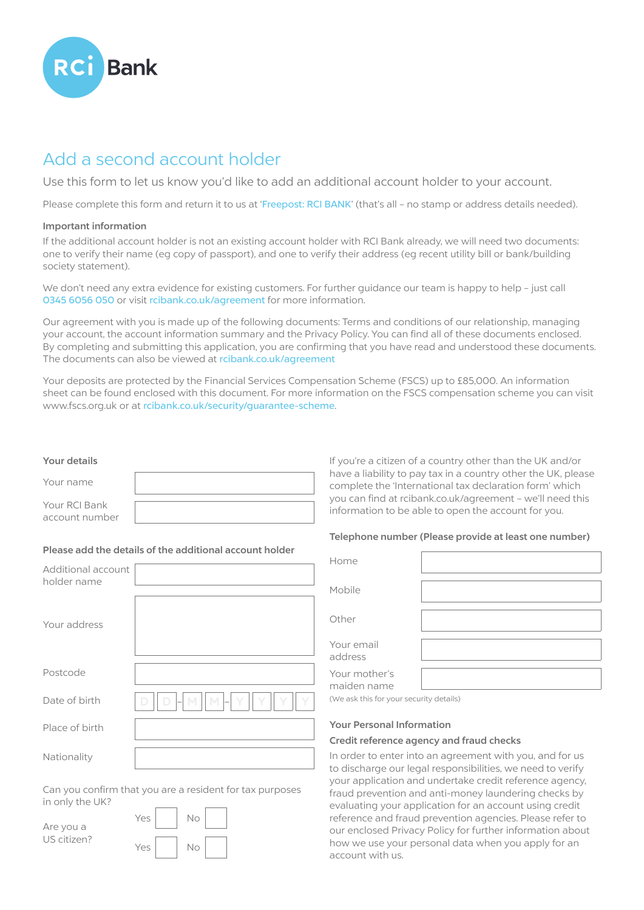RCi Bank

# Add a second account holder

Use this form to let us know you'd like to add an additional account holder to your account.

Please complete this form and return it to us at 'Freepost: RCI BANK' (that's all – no stamp or address details needed).

**Important information**

If the additional account holder is not an existing account holder with RCI Bank already, we will need two documents: one to verify their name (eg copy of passport), and one to verify their address (eg recent utility bill or bank/building society statement).

We don't need any extra evidence for existing customers. For further guidance our team is happy to help – just call 0345 6056 050 or visit rcibank.co.uk/agreement for more information.

Our agreement with you is made up of the following documents: Terms and conditions of our relationship, managing your account, the account information summary and the Privacy Policy. You can find all of these documents enclosed. By completing and submitting this application, you are confirming that you have read and understood these documents. The documents can also be viewed at rcibank.co.uk/agreement

Your deposits are protected by the Financial Services Compensation Scheme (FSCS) up to £85,000. An information sheet can be found enclosed with this document. For more information on the FSCS compensation scheme you can visit www.fscs.org.uk or at rcibank.co.uk/security/guarantee-scheme.

**Your details**

Your name

Your RCI Bank account number

**Please add the details of the additional account holder**

Additional account holder name

Your address

Postcode

Date of birth D D - M M - Y Y Y Y

Place of birth

Nationality

Can you confirm that you are a resident for tax purposes in only the UK? Yes ☐ No ☐

Are you a US citizen? Yes ☐ No ☐

If you're a citizen of a country other than the UK and/or have a liability to pay tax in a country other the UK, please complete the 'International tax declaration form' which you can find at rcibank.co.uk/agreement – we'll need this information to be able to open the account for you.

**Telephone number (Please provide at least one number)**

Home

Mobile

Other

Your email address

Your mother's maiden name

(We ask this for your security details)

**Your Personal Information**

**Credit reference agency and fraud checks**

In order to enter into an agreement with you, and for us to discharge our legal responsibilities, we need to verify your application and undertake credit reference agency, fraud prevention and anti-money laundering checks by evaluating your application for an account using credit reference and fraud prevention agencies. Please refer to our enclosed Privacy Policy for further information about how we use your personal data when you apply for an account with us.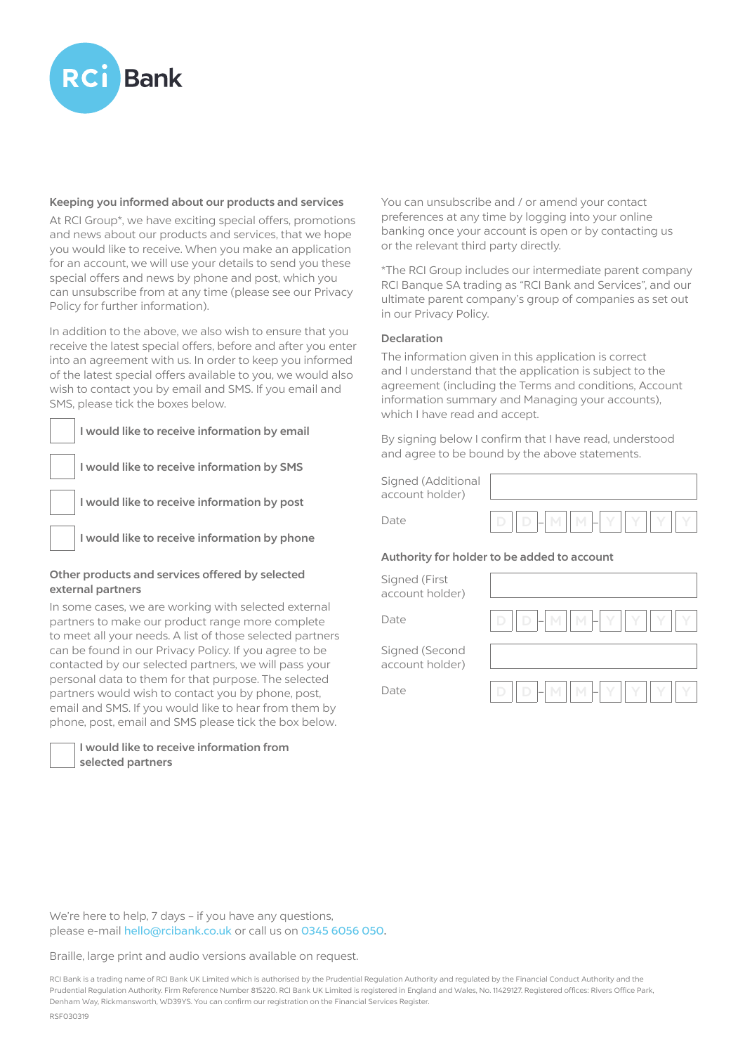RCi Bank

### Keeping you informed about our products and services

At RCI Group*, we have exciting special offers, promotions and news about our products and services, that we hope you would like to receive. When you make an application for an account, we will use your details to send you these special offers and news by phone and post, which you can unsubscribe from at any time (please see our Privacy Policy for further information).

In addition to the above, we also wish to ensure that you receive the latest special offers, before and after you enter into an agreement with us. In order to keep you informed of the latest special offers available to you, we would also wish to contact you by email and SMS. If you email and SMS, please tick the boxes below.

- ☐ **I would like to receive information by email**
- ☐ **I would like to receive information by SMS**
- ☐ **I would like to receive information by post**
- ☐ **I would like to receive information by phone**

### Other products and services offered by selected external partners

In some cases, we are working with selected external partners to make our product range more complete to meet all your needs. A list of those selected partners can be found in our Privacy Policy. If you agree to be contacted by our selected partners, we will pass your personal data to them for that purpose. The selected partners would wish to contact you by phone, post, email and SMS. If you would like to hear from them by phone, post, email and SMS please tick the box below.

- ☐ **I would like to receive information from selected partners**

You can unsubscribe and / or amend your contact preferences at any time by logging into your online banking once your account is open or by contacting us or the relevant third party directly.

*The RCI Group includes our intermediate parent company RCI Banque SA trading as “RCI Bank and Services”, and our ultimate parent company’s group of companies as set out in our Privacy Policy.

### Declaration

The information given in this application is correct and I understand that the application is subject to the agreement (including the Terms and conditions, Account information summary and Managing your accounts), which I have read and accept.

By signing below I confirm that I have read, understood and agree to be bound by the above statements.

Signed (Additional account holder) ______________________

Date D D - M M - Y Y Y Y

### Authority for holder to be added to account

Signed (First account holder) ______________________

Date D D - M M - Y Y Y Y

Signed (Second account holder) ______________________

Date D D - M M - Y Y Y Y

We’re here to help, 7 days – if you have any questions, please e-mail hello@rcibank.co.uk or call us on 0345 6056 050.

Braille, large print and audio versions available on request.

RCI Bank is a trading name of RCI Bank UK Limited which is authorised by the Prudential Regulation Authority and regulated by the Financial Conduct Authority and the Prudential Regulation Authority. Firm Reference Number 815220. RCI Bank UK Limited is registered in England and Wales, No. 11429127. Registered offices: Rivers Office Park, Denham Way, Rickmansworth, WD39YS. You can confirm our registration on the Financial Services Register.

RSF030319